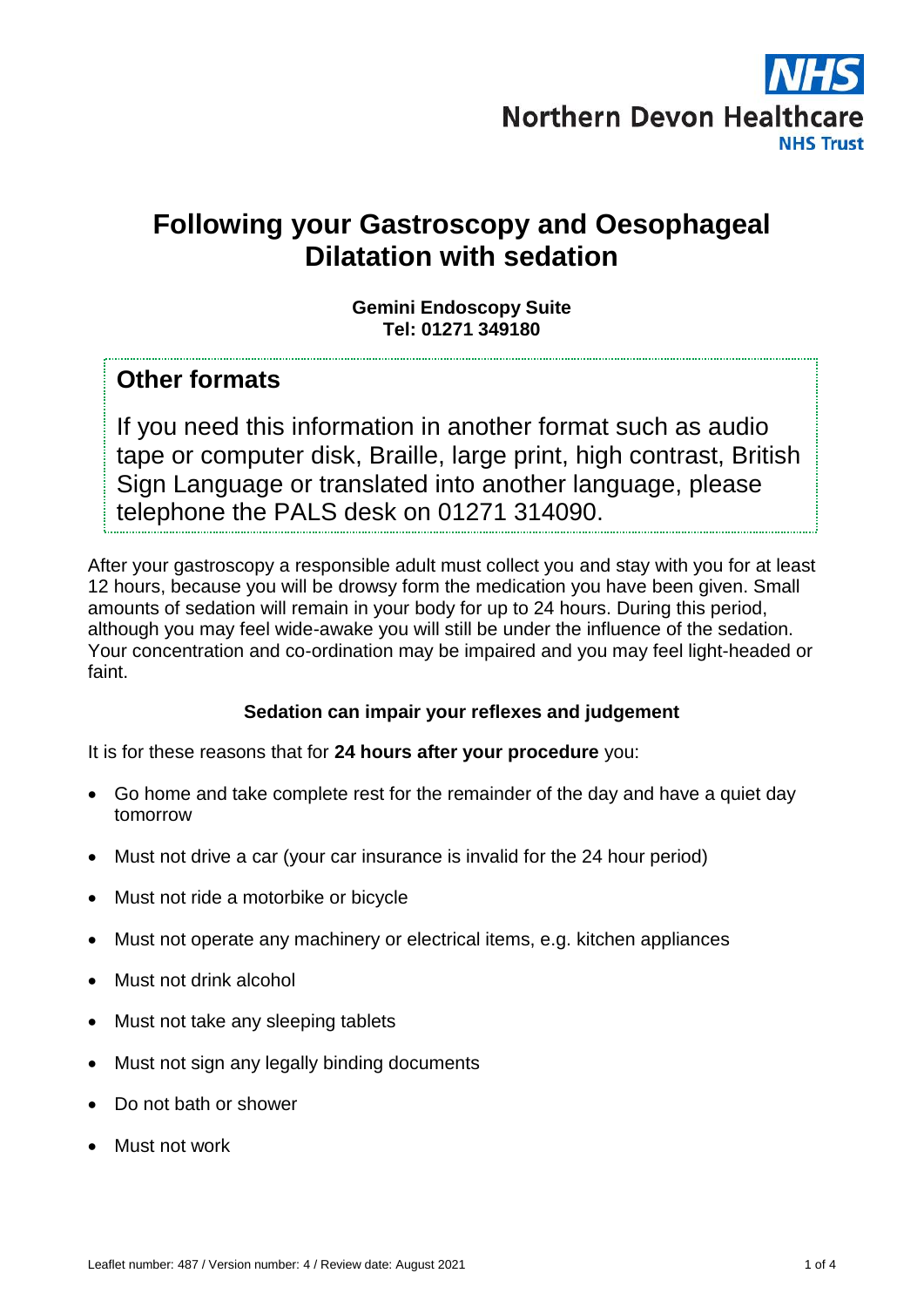Northern Devon Healthcare NHS Trust

# Following your Gastroscopy and Oesophageal Dilatation with sedation

**Gemini Endoscopy Suite**
**Tel: 01271 349180**

## Other formats

If you need this information in another format such as audio tape or computer disk, Braille, large print, high contrast, British Sign Language or translated into another language, please telephone the PALS desk on 01271 314090.

After your gastroscopy a responsible adult must collect you and stay with you for at least 12 hours, because you will be drowsy form the medication you have been given. Small amounts of sedation will remain in your body for up to 24 hours. During this period, although you may feel wide-awake you will still be under the influence of the sedation. Your concentration and co-ordination may be impaired and you may feel light-headed or faint.

**Sedation can impair your reflexes and judgement**

It is for these reasons that for **24 hours after your procedure** you:

- Go home and take complete rest for the remainder of the day and have a quiet day tomorrow
- Must not drive a car (your car insurance is invalid for the 24 hour period)
- Must not ride a motorbike or bicycle
- Must not operate any machinery or electrical items, e.g. kitchen appliances
- Must not drink alcohol
- Must not take any sleeping tablets
- Must not sign any legally binding documents
- Do not bath or shower
- Must not work

Leaflet number: 487 / Version number: 4 / Review date: August 2021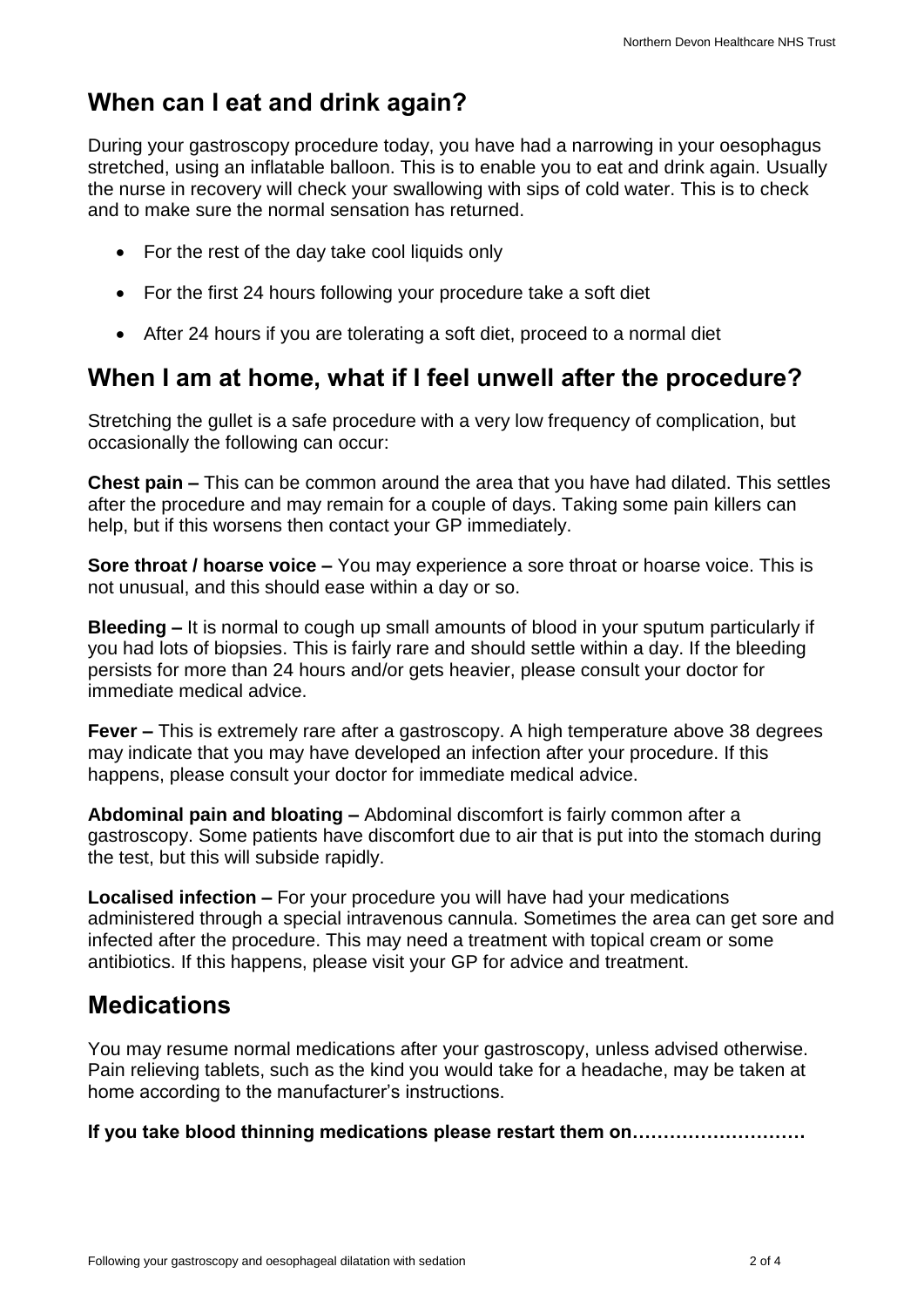## When can I eat and drink again?

During your gastroscopy procedure today, you have had a narrowing in your oesophagus stretched, using an inflatable balloon. This is to enable you to eat and drink again. Usually the nurse in recovery will check your swallowing with sips of cold water. This is to check and to make sure the normal sensation has returned.

- For the rest of the day take cool liquids only
- For the first 24 hours following your procedure take a soft diet
- After 24 hours if you are tolerating a soft diet, proceed to a normal diet

## When I am at home, what if I feel unwell after the procedure?

Stretching the gullet is a safe procedure with a very low frequency of complication, but occasionally the following can occur:

**Chest pain –** This can be common around the area that you have had dilated. This settles after the procedure and may remain for a couple of days. Taking some pain killers can help, but if this worsens then contact your GP immediately.

**Sore throat / hoarse voice –** You may experience a sore throat or hoarse voice. This is not unusual, and this should ease within a day or so.

**Bleeding –** It is normal to cough up small amounts of blood in your sputum particularly if you had lots of biopsies. This is fairly rare and should settle within a day. If the bleeding persists for more than 24 hours and/or gets heavier, please consult your doctor for immediate medical advice.

**Fever –** This is extremely rare after a gastroscopy. A high temperature above 38 degrees may indicate that you may have developed an infection after your procedure. If this happens, please consult your doctor for immediate medical advice.

**Abdominal pain and bloating –** Abdominal discomfort is fairly common after a gastroscopy. Some patients have discomfort due to air that is put into the stomach during the test, but this will subside rapidly.

**Localised infection –** For your procedure you will have had your medications administered through a special intravenous cannula. Sometimes the area can get sore and infected after the procedure. This may need a treatment with topical cream or some antibiotics. If this happens, please visit your GP for advice and treatment.

## Medications

You may resume normal medications after your gastroscopy, unless advised otherwise. Pain relieving tablets, such as the kind you would take for a headache, may be taken at home according to the manufacturer's instructions.

**If you take blood thinning medications please restart them on………………………**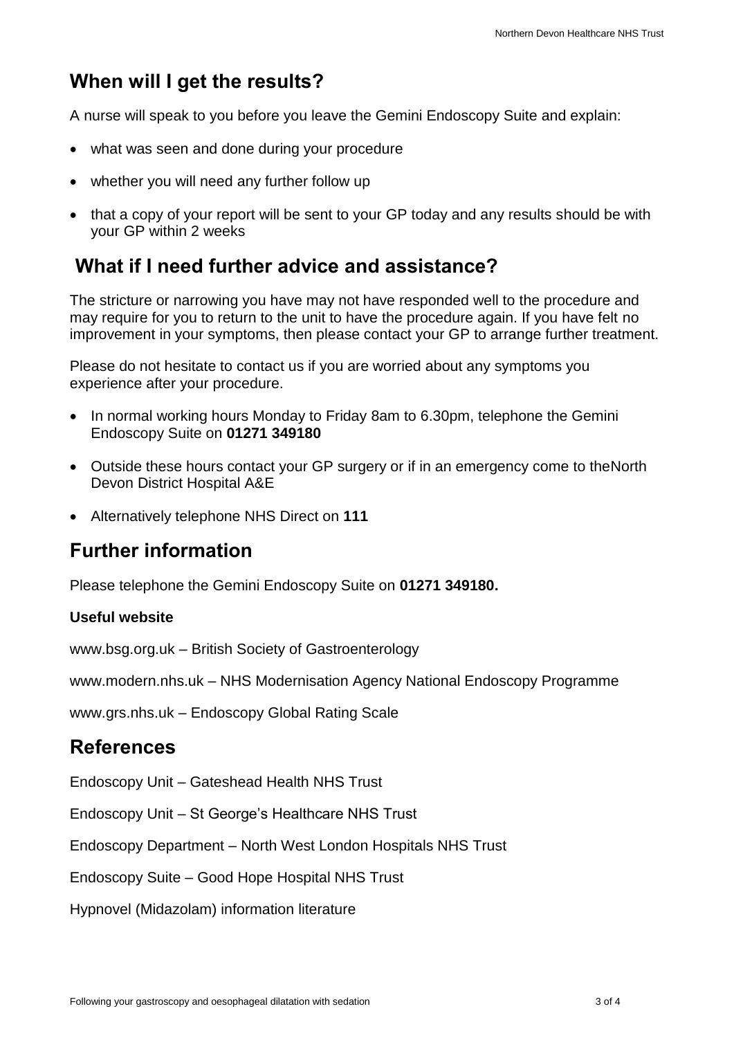## When will I get the results?

A nurse will speak to you before you leave the Gemini Endoscopy Suite and explain:

- what was seen and done during your procedure
- whether you will need any further follow up
- that a copy of your report will be sent to your GP today and any results should be with your GP within 2 weeks

## What if I need further advice and assistance?

The stricture or narrowing you have may not have responded well to the procedure and may require for you to return to the unit to have the procedure again. If you have felt no improvement in your symptoms, then please contact your GP to arrange further treatment.

Please do not hesitate to contact us if you are worried about any symptoms you experience after your procedure.

- In normal working hours Monday to Friday 8am to 6.30pm, telephone the Gemini Endoscopy Suite on **01271 349180**
- Outside these hours contact your GP surgery or if in an emergency come to theNorth Devon District Hospital A&E
- Alternatively telephone NHS Direct on **111**

## Further information

Please telephone the Gemini Endoscopy Suite on **01271 349180.**

**Useful website**

www.bsg.org.uk – British Society of Gastroenterology

www.modern.nhs.uk – NHS Modernisation Agency National Endoscopy Programme

www.grs.nhs.uk – Endoscopy Global Rating Scale

## References

Endoscopy Unit – Gateshead Health NHS Trust

Endoscopy Unit – St George's Healthcare NHS Trust

Endoscopy Department – North West London Hospitals NHS Trust

Endoscopy Suite – Good Hope Hospital NHS Trust

Hypnovel (Midazolam) information literature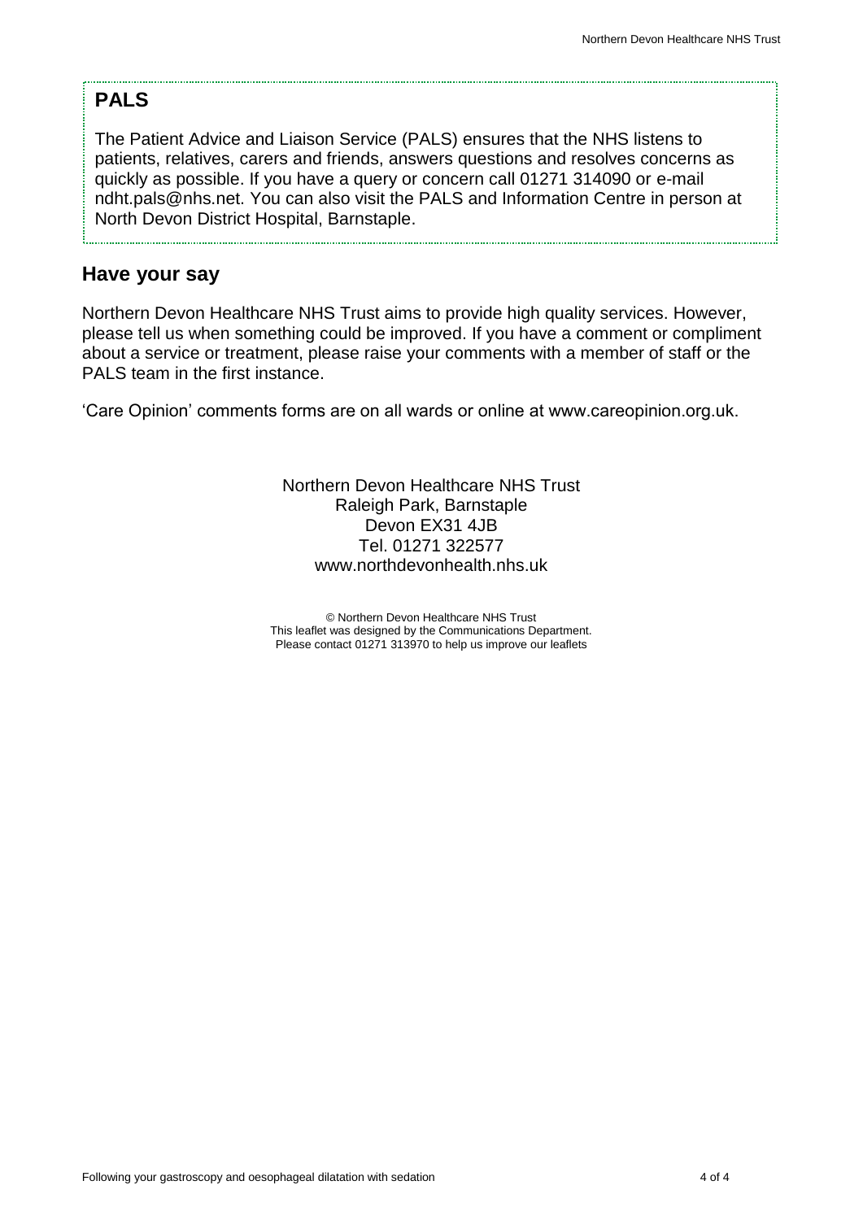## PALS

The Patient Advice and Liaison Service (PALS) ensures that the NHS listens to patients, relatives, carers and friends, answers questions and resolves concerns as quickly as possible. If you have a query or concern call 01271 314090 or e-mail ndht.pals@nhs.net. You can also visit the PALS and Information Centre in person at North Devon District Hospital, Barnstaple.

## Have your say

Northern Devon Healthcare NHS Trust aims to provide high quality services. However, please tell us when something could be improved. If you have a comment or compliment about a service or treatment, please raise your comments with a member of staff or the PALS team in the first instance.

'Care Opinion' comments forms are on all wards or online at www.careopinion.org.uk.

Northern Devon Healthcare NHS Trust
Raleigh Park, Barnstaple
Devon EX31 4JB
Tel. 01271 322577
www.northdevonhealth.nhs.uk

© Northern Devon Healthcare NHS Trust
This leaflet was designed by the Communications Department.
Please contact 01271 313970 to help us improve our leaflets